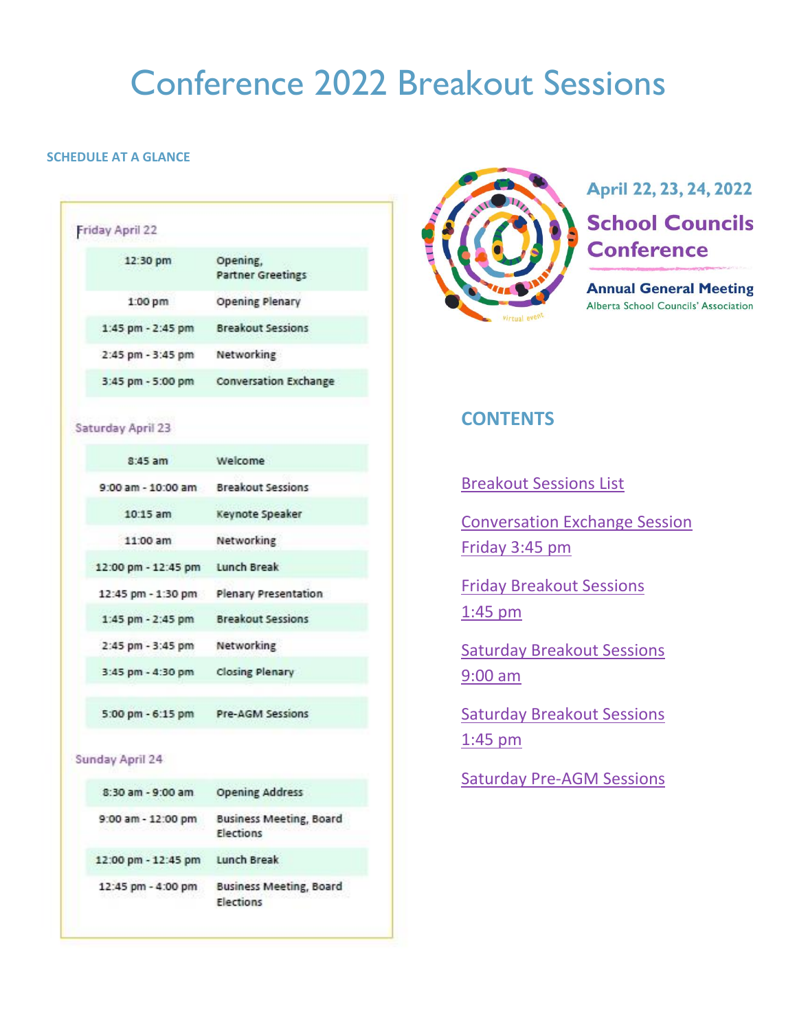# Conference 2022 Breakout Sessions

**SCHEDULE AT A GLANCE**

**Friday April 22**

| | |
|---|---|
| 12:30 pm | Opening, Partner Greetings |
| 1:00 pm | Opening Plenary |
| 1:45 pm - 2:45 pm | Breakout Sessions |
| 2:45 pm - 3:45 pm | Networking |
| 3:45 pm - 5:00 pm | Conversation Exchange |

**Saturday April 23**

| | |
|---|---|
| 8:45 am | Welcome |
| 9:00 am - 10:00 am | Breakout Sessions |
| 10:15 am | Keynote Speaker |
| 11:00 am | Networking |
| 12:00 pm - 12:45 pm | Lunch Break |
| 12:45 pm - 1:30 pm | Plenary Presentation |
| 1:45 pm - 2:45 pm | Breakout Sessions |
| 2:45 pm - 3:45 pm | Networking |
| 3:45 pm - 4:30 pm | Closing Plenary |
| 5:00 pm - 6:15 pm | Pre-AGM Sessions |

**Sunday April 24**

| | |
|---|---|
| 8:30 am - 9:00 am | Opening Address |
| 9:00 am - 12:00 pm | Business Meeting, Board Elections |
| 12:00 pm - 12:45 pm | Lunch Break |
| 12:45 pm - 4:00 pm | Business Meeting, Board Elections |

virtual event

**April 22, 23, 24, 2022**

**School Councils Conference**

**Annual General Meeting**

Alberta School Councils' Association

## CONTENTS

Breakout Sessions List

Conversation Exchange Session Friday 3:45 pm

Friday Breakout Sessions 1:45 pm

Saturday Breakout Sessions 9:00 am

Saturday Breakout Sessions 1:45 pm

Saturday Pre-AGM Sessions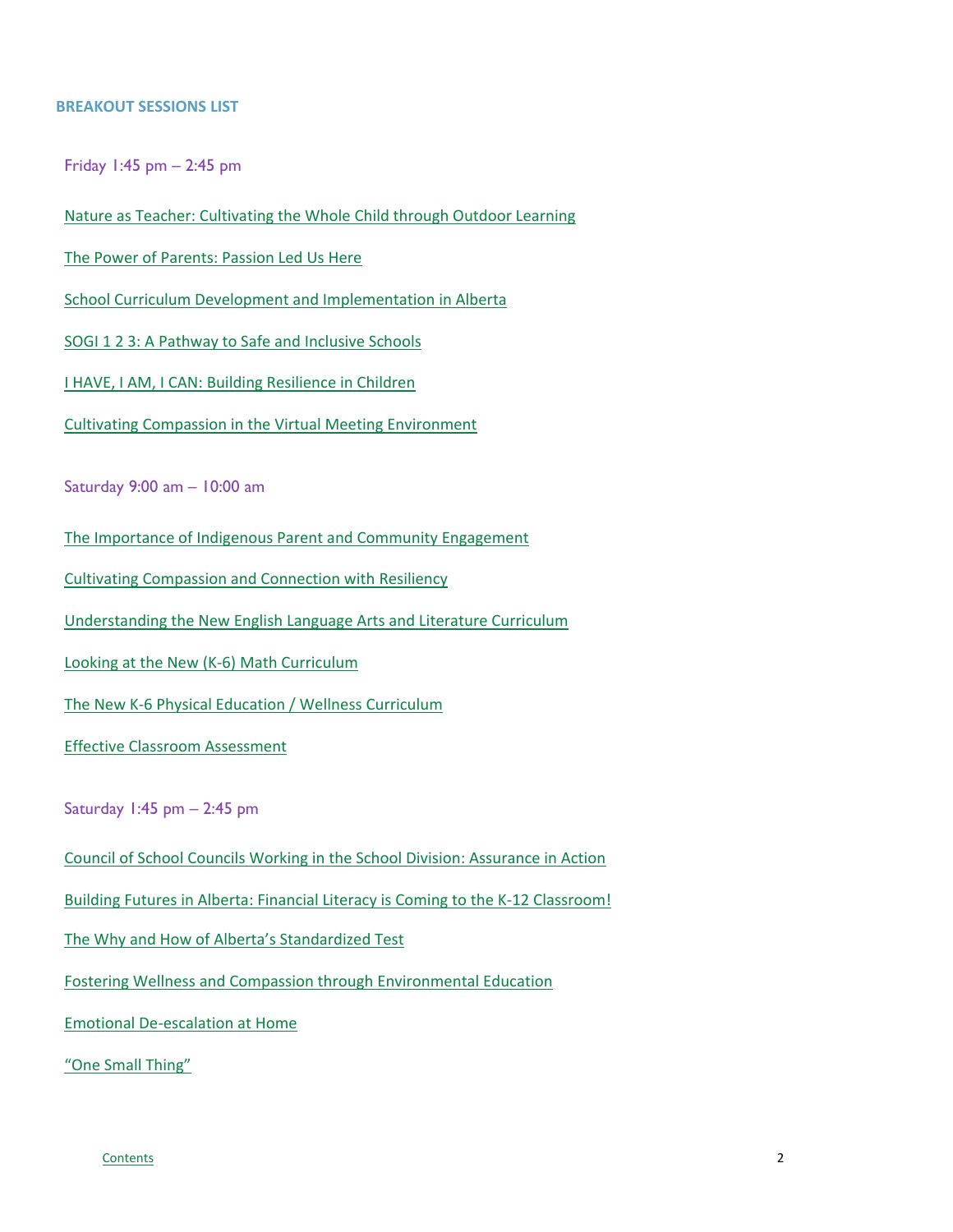## BREAKOUT SESSIONS LIST

### Friday 1:45 pm – 2:45 pm

Nature as Teacher: Cultivating the Whole Child through Outdoor Learning

The Power of Parents: Passion Led Us Here

School Curriculum Development and Implementation in Alberta

SOGI 1 2 3: A Pathway to Safe and Inclusive Schools

I HAVE, I AM, I CAN: Building Resilience in Children

Cultivating Compassion in the Virtual Meeting Environment

### Saturday 9:00 am – 10:00 am

The Importance of Indigenous Parent and Community Engagement

Cultivating Compassion and Connection with Resiliency

Understanding the New English Language Arts and Literature Curriculum

Looking at the New (K-6) Math Curriculum

The New K-6 Physical Education / Wellness Curriculum

Effective Classroom Assessment

### Saturday 1:45 pm – 2:45 pm

Council of School Councils Working in the School Division: Assurance in Action

Building Futures in Alberta: Financial Literacy is Coming to the K-12 Classroom!

The Why and How of Alberta's Standardized Test

Fostering Wellness and Compassion through Environmental Education

Emotional De-escalation at Home

"One Small Thing"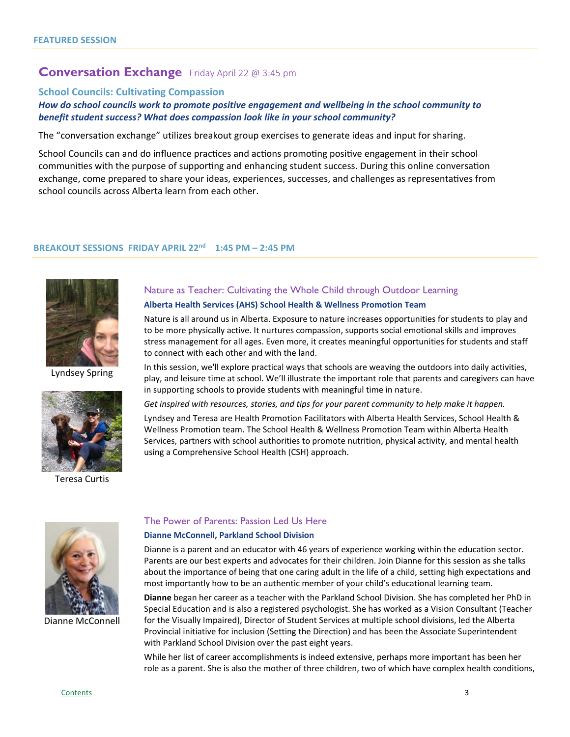**FEATURED SESSION**

## Conversation Exchange Friday April 22 @ 3:45 pm

### School Councils: Cultivating Compassion

***How do school councils work to promote positive engagement and wellbeing in the school community to benefit student success? What does compassion look like in your school community?***

The "conversation exchange" utilizes breakout group exercises to generate ideas and input for sharing.

School Councils can and do influence practices and actions promoting positive engagement in their school communities with the purpose of supporting and enhancing student success. During this online conversation exchange, come prepared to share your ideas, experiences, successes, and challenges as representatives from school councils across Alberta learn from each other.

**BREAKOUT SESSIONS FRIDAY APRIL 22nd 1:45 PM – 2:45 PM**

### Nature as Teacher: Cultivating the Whole Child through Outdoor Learning

**Alberta Health Services (AHS) School Health & Wellness Promotion Team**

Lyndsey Spring

Teresa Curtis

Nature is all around us in Alberta. Exposure to nature increases opportunities for students to play and to be more physically active. It nurtures compassion, supports social emotional skills and improves stress management for all ages. Even more, it creates meaningful opportunities for students and staff to connect with each other and with the land.

In this session, we'll explore practical ways that schools are weaving the outdoors into daily activities, play, and leisure time at school. We'll illustrate the important role that parents and caregivers can have in supporting schools to provide students with meaningful time in nature.

*Get inspired with resources, stories, and tips for your parent community to help make it happen.*

Lyndsey and Teresa are Health Promotion Facilitators with Alberta Health Services, School Health & Wellness Promotion team. The School Health & Wellness Promotion Team within Alberta Health Services, partners with school authorities to promote nutrition, physical activity, and mental health using a Comprehensive School Health (CSH) approach.

### The Power of Parents: Passion Led Us Here

**Dianne McConnell, Parkland School Division**

Dianne McConnell

Dianne is a parent and an educator with 46 years of experience working within the education sector. Parents are our best experts and advocates for their children. Join Dianne for this session as she talks about the importance of being that one caring adult in the life of a child, setting high expectations and most importantly how to be an authentic member of your child's educational learning team.

**Dianne** began her career as a teacher with the Parkland School Division. She has completed her PhD in Special Education and is also a registered psychologist. She has worked as a Vision Consultant (Teacher for the Visually Impaired), Director of Student Services at multiple school divisions, led the Alberta Provincial initiative for inclusion (Setting the Direction) and has been the Associate Superintendent with Parkland School Division over the past eight years.

While her list of career accomplishments is indeed extensive, perhaps more important has been her role as a parent. She is also the mother of three children, two of which have complex health conditions,

Contents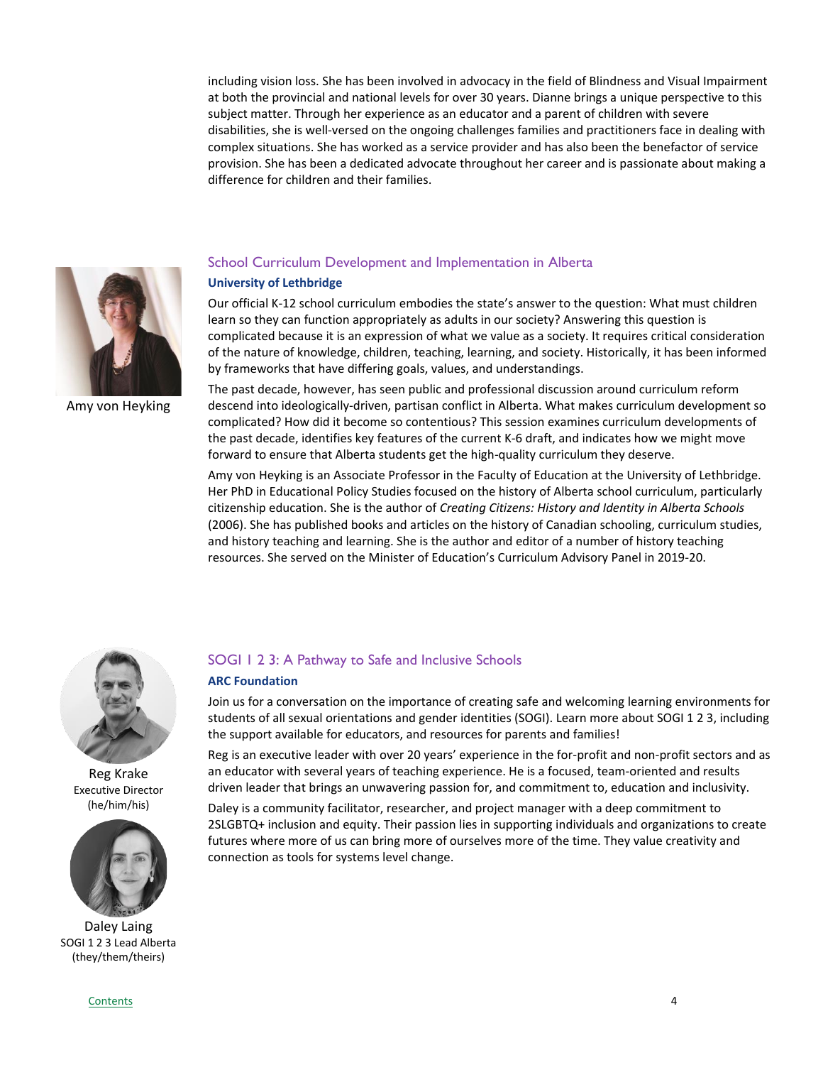including vision loss. She has been involved in advocacy in the field of Blindness and Visual Impairment at both the provincial and national levels for over 30 years. Dianne brings a unique perspective to this subject matter. Through her experience as an educator and a parent of children with severe disabilities, she is well-versed on the ongoing challenges families and practitioners face in dealing with complex situations. She has worked as a service provider and has also been the benefactor of service provision. She has been a dedicated advocate throughout her career and is passionate about making a difference for children and their families.

## School Curriculum Development and Implementation in Alberta

**University of Lethbridge**

Amy von Heyking

Our official K-12 school curriculum embodies the state's answer to the question: What must children learn so they can function appropriately as adults in our society? Answering this question is complicated because it is an expression of what we value as a society. It requires critical consideration of the nature of knowledge, children, teaching, learning, and society. Historically, it has been informed by frameworks that have differing goals, values, and understandings.

The past decade, however, has seen public and professional discussion around curriculum reform descend into ideologically-driven, partisan conflict in Alberta. What makes curriculum development so complicated? How did it become so contentious? This session examines curriculum developments of the past decade, identifies key features of the current K-6 draft, and indicates how we might move forward to ensure that Alberta students get the high-quality curriculum they deserve.

Amy von Heyking is an Associate Professor in the Faculty of Education at the University of Lethbridge. Her PhD in Educational Policy Studies focused on the history of Alberta school curriculum, particularly citizenship education. She is the author of *Creating Citizens: History and Identity in Alberta Schools* (2006). She has published books and articles on the history of Canadian schooling, curriculum studies, and history teaching and learning. She is the author and editor of a number of history teaching resources. She served on the Minister of Education's Curriculum Advisory Panel in 2019-20.

## SOGI 1 2 3: A Pathway to Safe and Inclusive Schools

**ARC Foundation**

Reg Krake
Executive Director
(he/him/his)

Daley Laing
SOGI 1 2 3 Lead Alberta
(they/them/theirs)

Join us for a conversation on the importance of creating safe and welcoming learning environments for students of all sexual orientations and gender identities (SOGI). Learn more about SOGI 1 2 3, including the support available for educators, and resources for parents and families!

Reg is an executive leader with over 20 years' experience in the for-profit and non-profit sectors and as an educator with several years of teaching experience. He is a focused, team-oriented and results driven leader that brings an unwavering passion for, and commitment to, education and inclusivity.

Daley is a community facilitator, researcher, and project manager with a deep commitment to 2SLGBTQ+ inclusion and equity. Their passion lies in supporting individuals and organizations to create futures where more of us can bring more of ourselves more of the time. They value creativity and connection as tools for systems level change.

Contents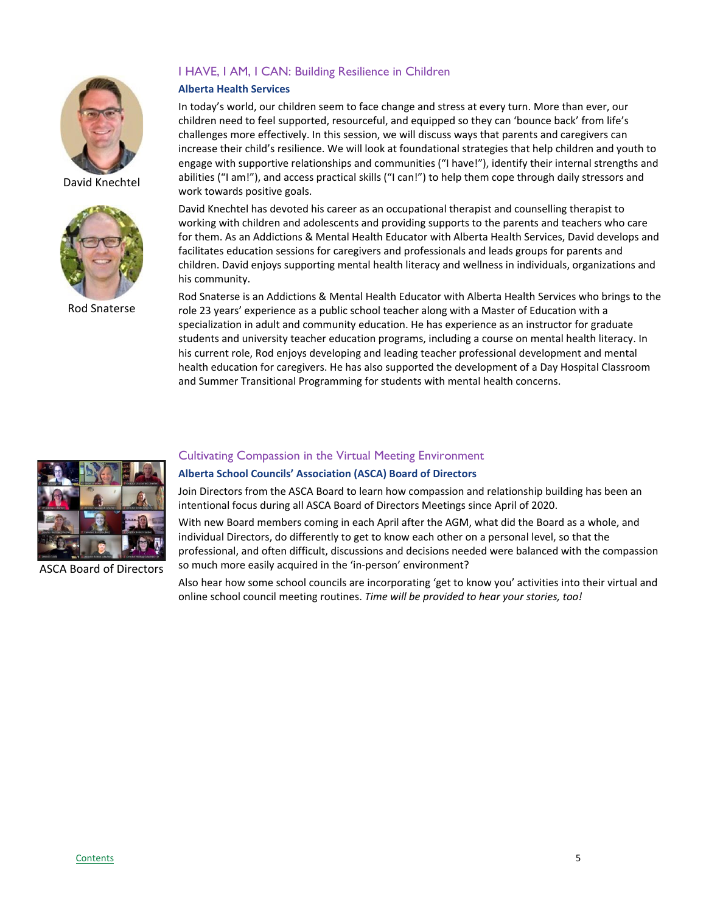## I HAVE, I AM, I CAN: Building Resilience in Children

**Alberta Health Services**

David Knechtel

Rod Snaterse

In today's world, our children seem to face change and stress at every turn. More than ever, our children need to feel supported, resourceful, and equipped so they can 'bounce back' from life's challenges more effectively. In this session, we will discuss ways that parents and caregivers can increase their child's resilience. We will look at foundational strategies that help children and youth to engage with supportive relationships and communities ("I have!"), identify their internal strengths and abilities ("I am!"), and access practical skills ("I can!") to help them cope through daily stressors and work towards positive goals.

David Knechtel has devoted his career as an occupational therapist and counselling therapist to working with children and adolescents and providing supports to the parents and teachers who care for them. As an Addictions & Mental Health Educator with Alberta Health Services, David develops and facilitates education sessions for caregivers and professionals and leads groups for parents and children. David enjoys supporting mental health literacy and wellness in individuals, organizations and his community.

Rod Snaterse is an Addictions & Mental Health Educator with Alberta Health Services who brings to the role 23 years' experience as a public school teacher along with a Master of Education with a specialization in adult and community education. He has experience as an instructor for graduate students and university teacher education programs, including a course on mental health literacy. In his current role, Rod enjoys developing and leading teacher professional development and mental health education for caregivers. He has also supported the development of a Day Hospital Classroom and Summer Transitional Programming for students with mental health concerns.

## Cultivating Compassion in the Virtual Meeting Environment

**Alberta School Councils' Association (ASCA) Board of Directors**

ASCA Board of Directors

Join Directors from the ASCA Board to learn how compassion and relationship building has been an intentional focus during all ASCA Board of Directors Meetings since April of 2020.

With new Board members coming in each April after the AGM, what did the Board as a whole, and individual Directors, do differently to get to know each other on a personal level, so that the professional, and often difficult, discussions and decisions needed were balanced with the compassion so much more easily acquired in the 'in-person' environment?

Also hear how some school councils are incorporating 'get to know you' activities into their virtual and online school council meeting routines. *Time will be provided to hear your stories, too!*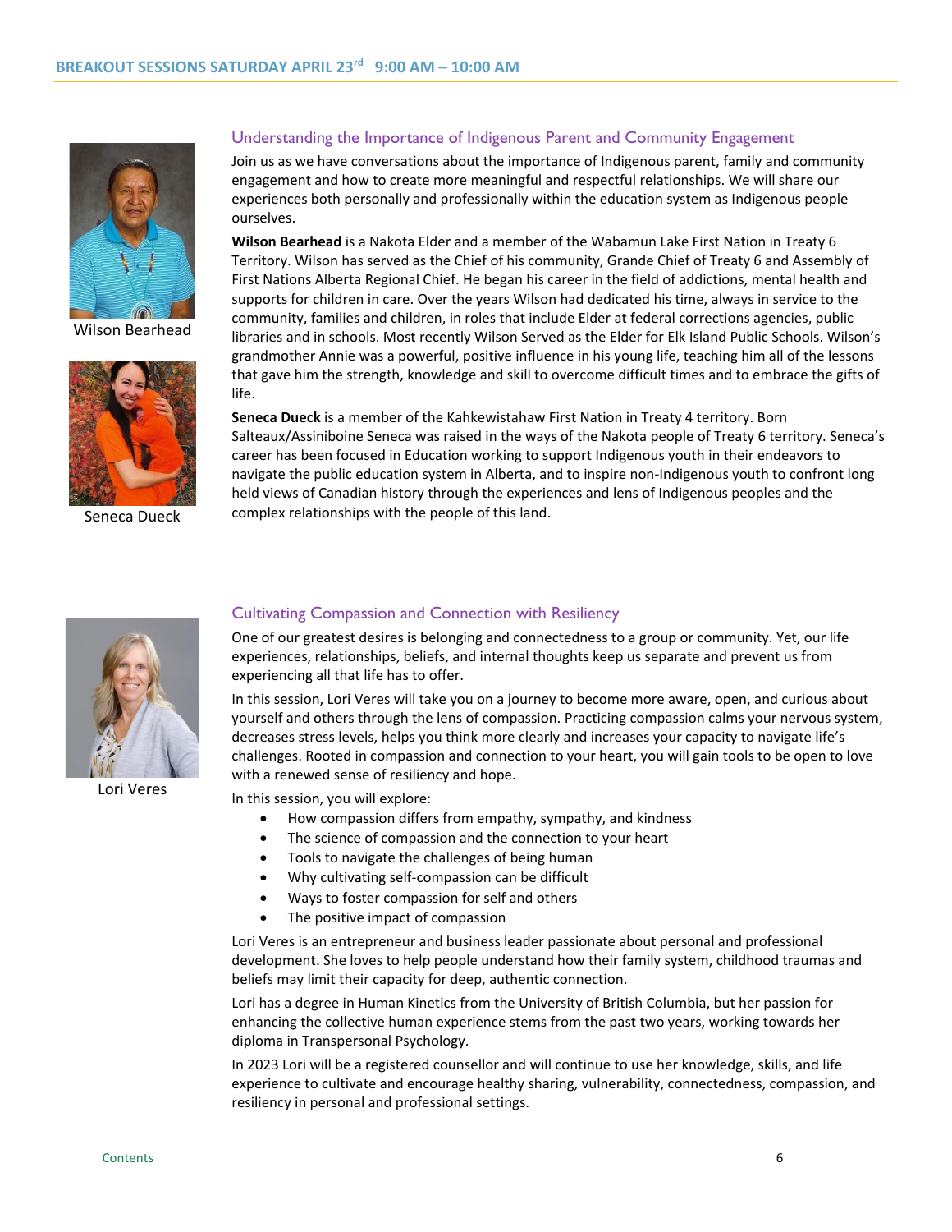## BREAKOUT SESSIONS SATURDAY APRIL 23rd 9:00 AM – 10:00 AM

### Understanding the Importance of Indigenous Parent and Community Engagement

Join us as we have conversations about the importance of Indigenous parent, family and community engagement and how to create more meaningful and respectful relationships. We will share our experiences both personally and professionally within the education system as Indigenous people ourselves.

Wilson Bearhead

**Wilson Bearhead** is a Nakota Elder and a member of the Wabamun Lake First Nation in Treaty 6 Territory. Wilson has served as the Chief of his community, Grande Chief of Treaty 6 and Assembly of First Nations Alberta Regional Chief. He began his career in the field of addictions, mental health and supports for children in care. Over the years Wilson had dedicated his time, always in service to the community, families and children, in roles that include Elder at federal corrections agencies, public libraries and in schools. Most recently Wilson Served as the Elder for Elk Island Public Schools. Wilson's grandmother Annie was a powerful, positive influence in his young life, teaching him all of the lessons that gave him the strength, knowledge and skill to overcome difficult times and to embrace the gifts of life.

Seneca Dueck

**Seneca Dueck** is a member of the Kahkewistahaw First Nation in Treaty 4 territory. Born Salteaux/Assiniboine Seneca was raised in the ways of the Nakota people of Treaty 6 territory. Seneca's career has been focused in Education working to support Indigenous youth in their endeavors to navigate the public education system in Alberta, and to inspire non-Indigenous youth to confront long held views of Canadian history through the experiences and lens of Indigenous peoples and the complex relationships with the people of this land.

### Cultivating Compassion and Connection with Resiliency

Lori Veres

One of our greatest desires is belonging and connectedness to a group or community. Yet, our life experiences, relationships, beliefs, and internal thoughts keep us separate and prevent us from experiencing all that life has to offer.

In this session, Lori Veres will take you on a journey to become more aware, open, and curious about yourself and others through the lens of compassion. Practicing compassion calms your nervous system, decreases stress levels, helps you think more clearly and increases your capacity to navigate life's challenges. Rooted in compassion and connection to your heart, you will gain tools to be open to love with a renewed sense of resiliency and hope.

In this session, you will explore:

- How compassion differs from empathy, sympathy, and kindness
- The science of compassion and the connection to your heart
- Tools to navigate the challenges of being human
- Why cultivating self-compassion can be difficult
- Ways to foster compassion for self and others
- The positive impact of compassion

Lori Veres is an entrepreneur and business leader passionate about personal and professional development. She loves to help people understand how their family system, childhood traumas and beliefs may limit their capacity for deep, authentic connection.

Lori has a degree in Human Kinetics from the University of British Columbia, but her passion for enhancing the collective human experience stems from the past two years, working towards her diploma in Transpersonal Psychology.

In 2023 Lori will be a registered counsellor and will continue to use her knowledge, skills, and life experience to cultivate and encourage healthy sharing, vulnerability, connectedness, compassion, and resiliency in personal and professional settings.

Contents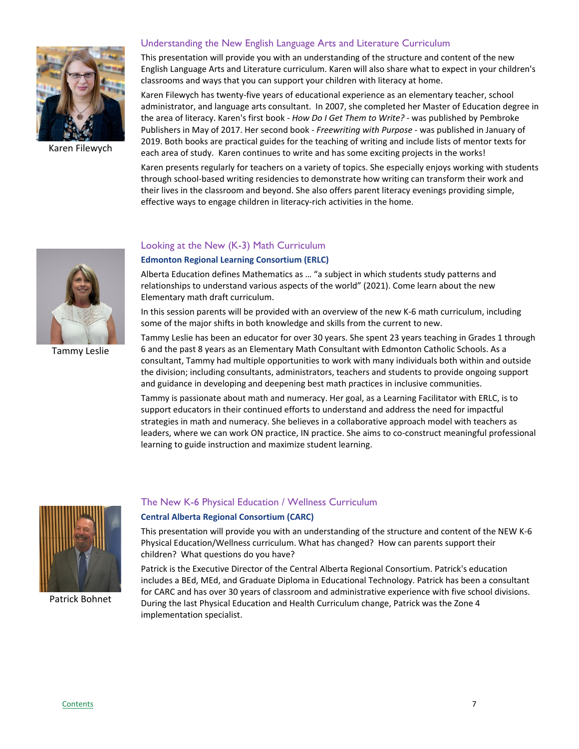Karen Filewych

## Understanding the New English Language Arts and Literature Curriculum

This presentation will provide you with an understanding of the structure and content of the new English Language Arts and Literature curriculum. Karen will also share what to expect in your children's classrooms and ways that you can support your children with literacy at home.

Karen Filewych has twenty-five years of educational experience as an elementary teacher, school administrator, and language arts consultant. In 2007, she completed her Master of Education degree in the area of literacy. Karen's first book - *How Do I Get Them to Write?* - was published by Pembroke Publishers in May of 2017. Her second book - *Freewriting with Purpose* - was published in January of 2019. Both books are practical guides for the teaching of writing and include lists of mentor texts for each area of study. Karen continues to write and has some exciting projects in the works!

Karen presents regularly for teachers on a variety of topics. She especially enjoys working with students through school-based writing residencies to demonstrate how writing can transform their work and their lives in the classroom and beyond. She also offers parent literacy evenings providing simple, effective ways to engage children in literacy-rich activities in the home.

Tammy Leslie

## Looking at the New (K-3) Math Curriculum

**Edmonton Regional Learning Consortium (ERLC)**

Alberta Education defines Mathematics as … "a subject in which students study patterns and relationships to understand various aspects of the world" (2021). Come learn about the new Elementary math draft curriculum.

In this session parents will be provided with an overview of the new K-6 math curriculum, including some of the major shifts in both knowledge and skills from the current to new.

Tammy Leslie has been an educator for over 30 years. She spent 23 years teaching in Grades 1 through 6 and the past 8 years as an Elementary Math Consultant with Edmonton Catholic Schools. As a consultant, Tammy had multiple opportunities to work with many individuals both within and outside the division; including consultants, administrators, teachers and students to provide ongoing support and guidance in developing and deepening best math practices in inclusive communities.

Tammy is passionate about math and numeracy. Her goal, as a Learning Facilitator with ERLC, is to support educators in their continued efforts to understand and address the need for impactful strategies in math and numeracy. She believes in a collaborative approach model with teachers as leaders, where we can work ON practice, IN practice. She aims to co-construct meaningful professional learning to guide instruction and maximize student learning.

Patrick Bohnet

## The New K-6 Physical Education / Wellness Curriculum

**Central Alberta Regional Consortium (CARC)**

This presentation will provide you with an understanding of the structure and content of the NEW K-6 Physical Education/Wellness curriculum. What has changed? How can parents support their children? What questions do you have?

Patrick is the Executive Director of the Central Alberta Regional Consortium. Patrick's education includes a BEd, MEd, and Graduate Diploma in Educational Technology. Patrick has been a consultant for CARC and has over 30 years of classroom and administrative experience with five school divisions. During the last Physical Education and Health Curriculum change, Patrick was the Zone 4 implementation specialist.

[Contents](#)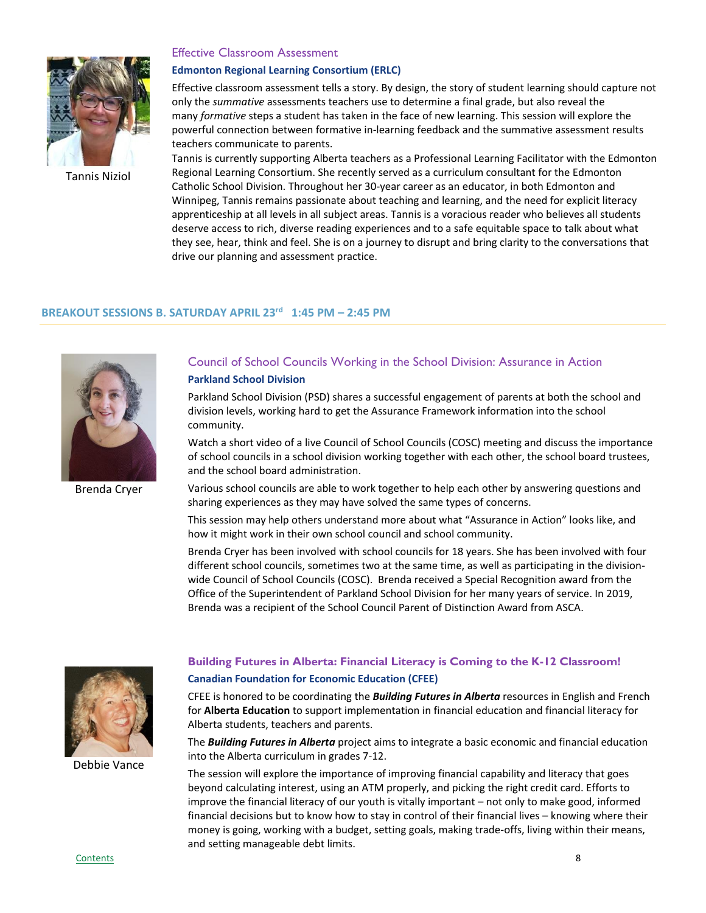Tannis Niziol

### Effective Classroom Assessment

**Edmonton Regional Learning Consortium (ERLC)**

Effective classroom assessment tells a story. By design, the story of student learning should capture not only the *summative* assessments teachers use to determine a final grade, but also reveal the many *formative* steps a student has taken in the face of new learning. This session will explore the powerful connection between formative in-learning feedback and the summative assessment results teachers communicate to parents.

Tannis is currently supporting Alberta teachers as a Professional Learning Facilitator with the Edmonton Regional Learning Consortium. She recently served as a curriculum consultant for the Edmonton Catholic School Division. Throughout her 30-year career as an educator, in both Edmonton and Winnipeg, Tannis remains passionate about teaching and learning, and the need for explicit literacy apprenticeship at all levels in all subject areas. Tannis is a voracious reader who believes all students deserve access to rich, diverse reading experiences and to a safe equitable space to talk about what they see, hear, think and feel. She is on a journey to disrupt and bring clarity to the conversations that drive our planning and assessment practice.

## BREAKOUT SESSIONS B. SATURDAY APRIL 23rd 1:45 PM – 2:45 PM

Brenda Cryer

### Council of School Councils Working in the School Division: Assurance in Action

**Parkland School Division**

Parkland School Division (PSD) shares a successful engagement of parents at both the school and division levels, working hard to get the Assurance Framework information into the school community.

Watch a short video of a live Council of School Councils (COSC) meeting and discuss the importance of school councils in a school division working together with each other, the school board trustees, and the school board administration.

Various school councils are able to work together to help each other by answering questions and sharing experiences as they may have solved the same types of concerns.

This session may help others understand more about what "Assurance in Action" looks like, and how it might work in their own school council and school community.

Brenda Cryer has been involved with school councils for 18 years. She has been involved with four different school councils, sometimes two at the same time, as well as participating in the division-wide Council of School Councils (COSC). Brenda received a Special Recognition award from the Office of the Superintendent of Parkland School Division for her many years of service. In 2019, Brenda was a recipient of the School Council Parent of Distinction Award from ASCA.

Debbie Vance

### Building Futures in Alberta: Financial Literacy is Coming to the K-12 Classroom!

**Canadian Foundation for Economic Education (CFEE)**

CFEE is honored to be coordinating the ***Building Futures in Alberta*** resources in English and French for **Alberta Education** to support implementation in financial education and financial literacy for Alberta students, teachers and parents.

The ***Building Futures in Alberta*** project aims to integrate a basic economic and financial education into the Alberta curriculum in grades 7-12.

The session will explore the importance of improving financial capability and literacy that goes beyond calculating interest, using an ATM properly, and picking the right credit card. Efforts to improve the financial literacy of our youth is vitally important – not only to make good, informed financial decisions but to know how to stay in control of their financial lives – knowing where their money is going, working with a budget, setting goals, making trade-offs, living within their means, and setting manageable debt limits.

Contents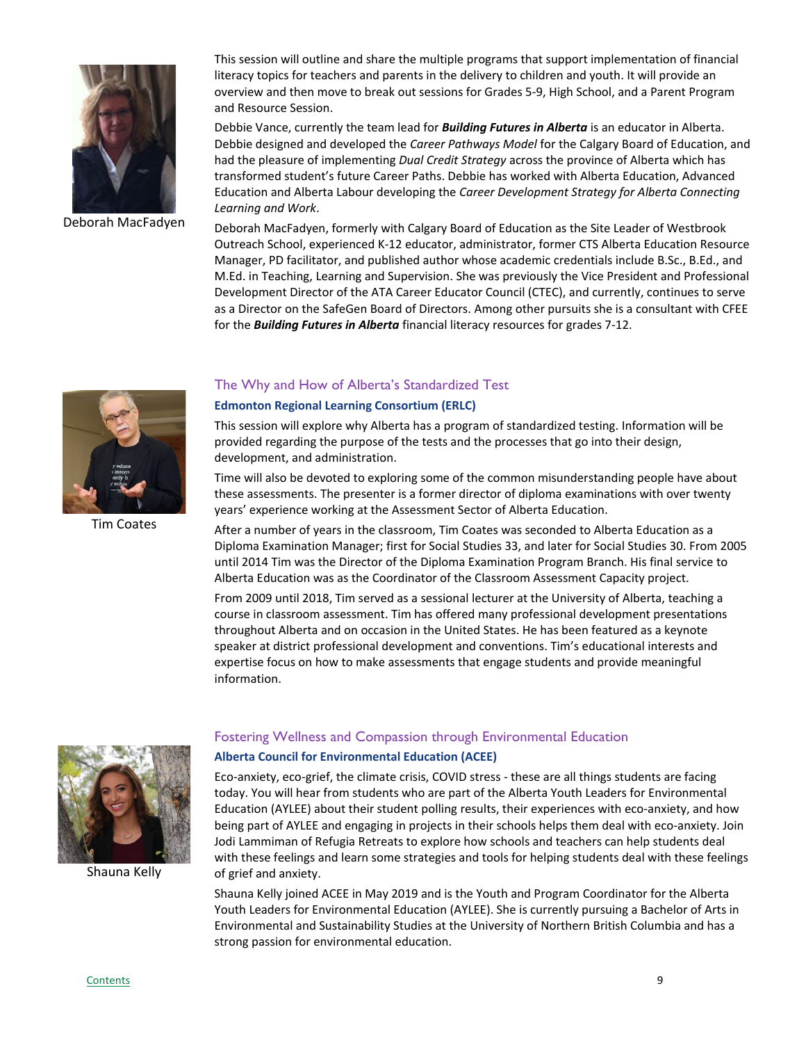Deborah MacFadyen

This session will outline and share the multiple programs that support implementation of financial literacy topics for teachers and parents in the delivery to children and youth. It will provide an overview and then move to break out sessions for Grades 5-9, High School, and a Parent Program and Resource Session.

Debbie Vance, currently the team lead for ***Building Futures in Alberta*** is an educator in Alberta. Debbie designed and developed the *Career Pathways Model* for the Calgary Board of Education, and had the pleasure of implementing *Dual Credit Strategy* across the province of Alberta which has transformed student's future Career Paths. Debbie has worked with Alberta Education, Advanced Education and Alberta Labour developing the *Career Development Strategy for Alberta Connecting Learning and Work*.

Deborah MacFadyen, formerly with Calgary Board of Education as the Site Leader of Westbrook Outreach School, experienced K-12 educator, administrator, former CTS Alberta Education Resource Manager, PD facilitator, and published author whose academic credentials include B.Sc., B.Ed., and M.Ed. in Teaching, Learning and Supervision. She was previously the Vice President and Professional Development Director of the ATA Career Educator Council (CTEC), and currently, continues to serve as a Director on the SafeGen Board of Directors. Among other pursuits she is a consultant with CFEE for the ***Building Futures in Alberta*** financial literacy resources for grades 7-12.

## The Why and How of Alberta's Standardized Test

**Edmonton Regional Learning Consortium (ERLC)**

Tim Coates

This session will explore why Alberta has a program of standardized testing. Information will be provided regarding the purpose of the tests and the processes that go into their design, development, and administration.

Time will also be devoted to exploring some of the common misunderstanding people have about these assessments. The presenter is a former director of diploma examinations with over twenty years' experience working at the Assessment Sector of Alberta Education.

After a number of years in the classroom, Tim Coates was seconded to Alberta Education as a Diploma Examination Manager; first for Social Studies 33, and later for Social Studies 30. From 2005 until 2014 Tim was the Director of the Diploma Examination Program Branch. His final service to Alberta Education was as the Coordinator of the Classroom Assessment Capacity project.

From 2009 until 2018, Tim served as a sessional lecturer at the University of Alberta, teaching a course in classroom assessment. Tim has offered many professional development presentations throughout Alberta and on occasion in the United States. He has been featured as a keynote speaker at district professional development and conventions. Tim's educational interests and expertise focus on how to make assessments that engage students and provide meaningful information.

## Fostering Wellness and Compassion through Environmental Education

**Alberta Council for Environmental Education (ACEE)**

Shauna Kelly

Eco-anxiety, eco-grief, the climate crisis, COVID stress - these are all things students are facing today. You will hear from students who are part of the Alberta Youth Leaders for Environmental Education (AYLEE) about their student polling results, their experiences with eco-anxiety, and how being part of AYLEE and engaging in projects in their schools helps them deal with eco-anxiety. Join Jodi Lammiman of Refugia Retreats to explore how schools and teachers can help students deal with these feelings and learn some strategies and tools for helping students deal with these feelings of grief and anxiety.

Shauna Kelly joined ACEE in May 2019 and is the Youth and Program Coordinator for the Alberta Youth Leaders for Environmental Education (AYLEE). She is currently pursuing a Bachelor of Arts in Environmental and Sustainability Studies at the University of Northern British Columbia and has a strong passion for environmental education.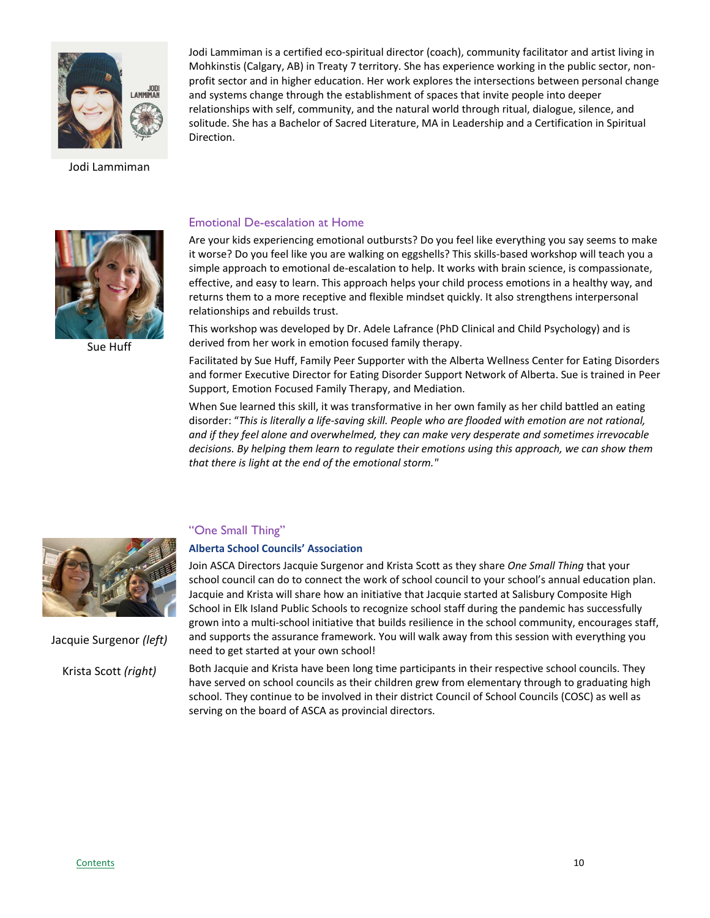Jodi Lammiman

Jodi Lammiman is a certified eco-spiritual director (coach), community facilitator and artist living in Mohkinstis (Calgary, AB) in Treaty 7 territory. She has experience working in the public sector, non-profit sector and in higher education. Her work explores the intersections between personal change and systems change through the establishment of spaces that invite people into deeper relationships with self, community, and the natural world through ritual, dialogue, silence, and solitude. She has a Bachelor of Sacred Literature, MA in Leadership and a Certification in Spiritual Direction.

## Emotional De-escalation at Home

Sue Huff

Are your kids experiencing emotional outbursts? Do you feel like everything you say seems to make it worse? Do you feel like you are walking on eggshells? This skills-based workshop will teach you a simple approach to emotional de-escalation to help. It works with brain science, is compassionate, effective, and easy to learn. This approach helps your child process emotions in a healthy way, and returns them to a more receptive and flexible mindset quickly. It also strengthens interpersonal relationships and rebuilds trust.

This workshop was developed by Dr. Adele Lafrance (PhD Clinical and Child Psychology) and is derived from her work in emotion focused family therapy.

Facilitated by Sue Huff, Family Peer Supporter with the Alberta Wellness Center for Eating Disorders and former Executive Director for Eating Disorder Support Network of Alberta. Sue is trained in Peer Support, Emotion Focused Family Therapy, and Mediation.

When Sue learned this skill, it was transformative in her own family as her child battled an eating disorder: "*This is literally a life-saving skill. People who are flooded with emotion are not rational, and if they feel alone and overwhelmed, they can make very desperate and sometimes irrevocable decisions. By helping them learn to regulate their emotions using this approach, we can show them that there is light at the end of the emotional storm.*"

## "One Small Thing"

**Alberta School Councils' Association**

Jacquie Surgenor *(left)*

Krista Scott *(right)*

Join ASCA Directors Jacquie Surgenor and Krista Scott as they share *One Small Thing* that your school council can do to connect the work of school council to your school's annual education plan. Jacquie and Krista will share how an initiative that Jacquie started at Salisbury Composite High School in Elk Island Public Schools to recognize school staff during the pandemic has successfully grown into a multi-school initiative that builds resilience in the school community, encourages staff, and supports the assurance framework. You will walk away from this session with everything you need to get started at your own school!

Both Jacquie and Krista have been long time participants in their respective school councils. They have served on school councils as their children grew from elementary through to graduating high school. They continue to be involved in their district Council of School Councils (COSC) as well as serving on the board of ASCA as provincial directors.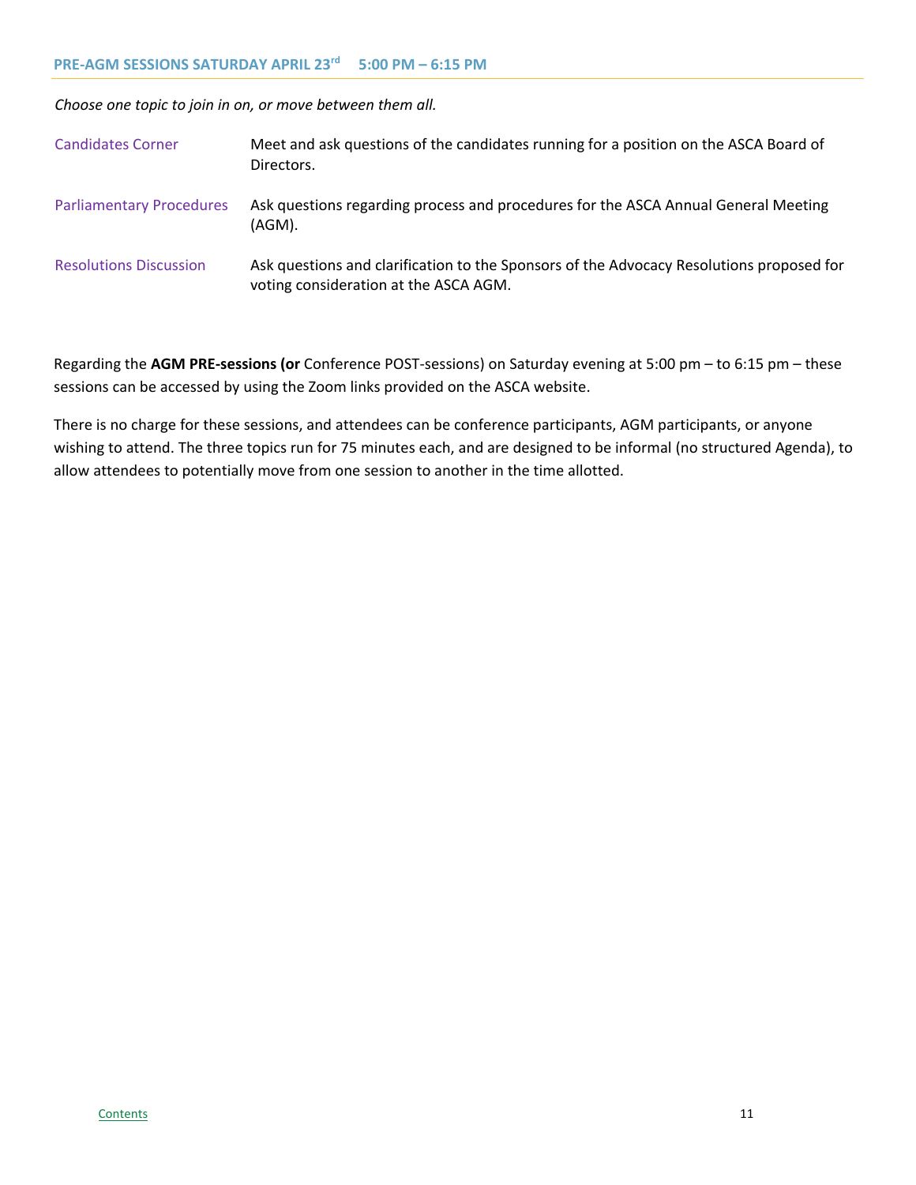## PRE-AGM SESSIONS SATURDAY APRIL 23rd 5:00 PM – 6:15 PM

*Choose one topic to join in on, or move between them all.*

| | |
|---|---|
| Candidates Corner | Meet and ask questions of the candidates running for a position on the ASCA Board of Directors. |
| Parliamentary Procedures | Ask questions regarding process and procedures for the ASCA Annual General Meeting (AGM). |
| Resolutions Discussion | Ask questions and clarification to the Sponsors of the Advocacy Resolutions proposed for voting consideration at the ASCA AGM. |

Regarding the **AGM PRE-sessions (or** Conference POST-sessions) on Saturday evening at 5:00 pm – to 6:15 pm – these sessions can be accessed by using the Zoom links provided on the ASCA website.

There is no charge for these sessions, and attendees can be conference participants, AGM participants, or anyone wishing to attend. The three topics run for 75 minutes each, and are designed to be informal (no structured Agenda), to allow attendees to potentially move from one session to another in the time allotted.

Contents